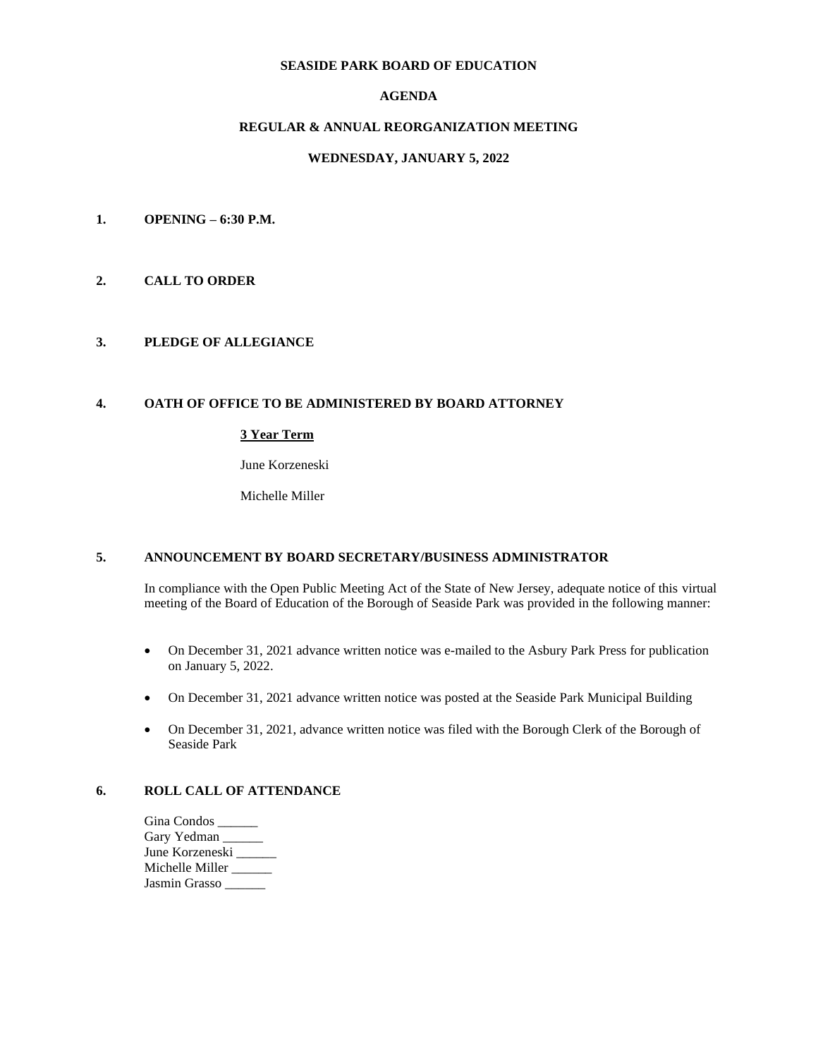# SEASIDE PARK BOARD OF EDUCATION

## AGENDA

## REGULAR & ANNUAL REORGANIZATION MEETING

## WEDNESDAY, JANUARY 5, 2022

**1. OPENING – 6:30 P.M.**

**2. CALL TO ORDER**

**3. PLEDGE OF ALLEGIANCE**

**4. OATH OF OFFICE TO BE ADMINISTERED BY BOARD ATTORNEY**

**3 Year Term**

June Korzeneski

Michelle Miller

**5. ANNOUNCEMENT BY BOARD SECRETARY/BUSINESS ADMINISTRATOR**

In compliance with the Open Public Meeting Act of the State of New Jersey, adequate notice of this virtual meeting of the Board of Education of the Borough of Seaside Park was provided in the following manner:

- On December 31, 2021 advance written notice was e-mailed to the Asbury Park Press for publication on January 5, 2022.
- On December 31, 2021 advance written notice was posted at the Seaside Park Municipal Building
- On December 31, 2021, advance written notice was filed with the Borough Clerk of the Borough of Seaside Park

**6. ROLL CALL OF ATTENDANCE**

Gina Condos ______
Gary Yedman ______
June Korzeneski ______
Michelle Miller ______
Jasmin Grasso ______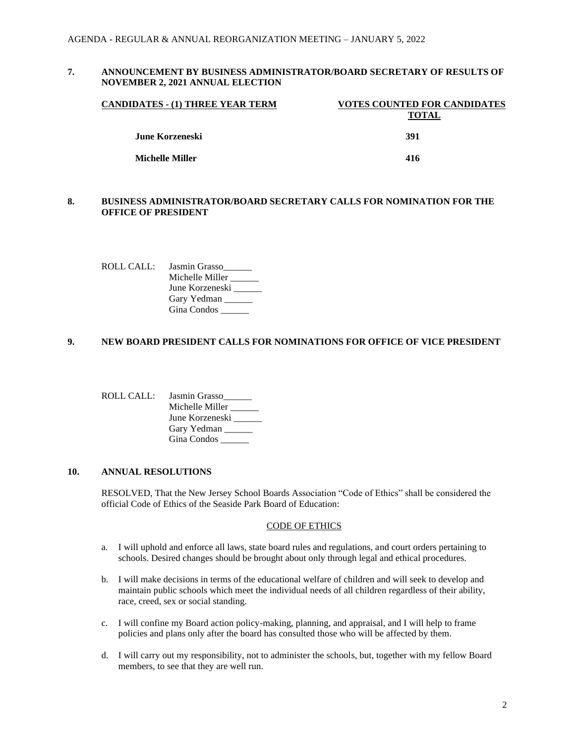## 7. ANNOUNCEMENT BY BUSINESS ADMINISTRATOR/BOARD SECRETARY OF RESULTS OF NOVEMBER 2, 2021 ANNUAL ELECTION

| CANDIDATES - (1) THREE YEAR TERM | VOTES COUNTED FOR CANDIDATES TOTAL |
|---|---|
| **June Korzeneski** | **391** |
| **Michelle Miller** | **416** |

## 8. BUSINESS ADMINISTRATOR/BOARD SECRETARY CALLS FOR NOMINATION FOR THE OFFICE OF PRESIDENT

ROLL CALL: Jasmin Grasso______
Michelle Miller ______
June Korzeneski ______
Gary Yedman ______
Gina Condos ______

## 9. NEW BOARD PRESIDENT CALLS FOR NOMINATIONS FOR OFFICE OF VICE PRESIDENT

ROLL CALL: Jasmin Grasso______
Michelle Miller ______
June Korzeneski ______
Gary Yedman ______
Gina Condos ______

## 10. ANNUAL RESOLUTIONS

RESOLVED, That the New Jersey School Boards Association "Code of Ethics" shall be considered the official Code of Ethics of the Seaside Park Board of Education:

CODE OF ETHICS

a. I will uphold and enforce all laws, state board rules and regulations, and court orders pertaining to schools. Desired changes should be brought about only through legal and ethical procedures.

b. I will make decisions in terms of the educational welfare of children and will seek to develop and maintain public schools which meet the individual needs of all children regardless of their ability, race, creed, sex or social standing.

c. I will confine my Board action policy-making, planning, and appraisal, and I will help to frame policies and plans only after the board has consulted those who will be affected by them.

d. I will carry out my responsibility, not to administer the schools, but, together with my fellow Board members, to see that they are well run.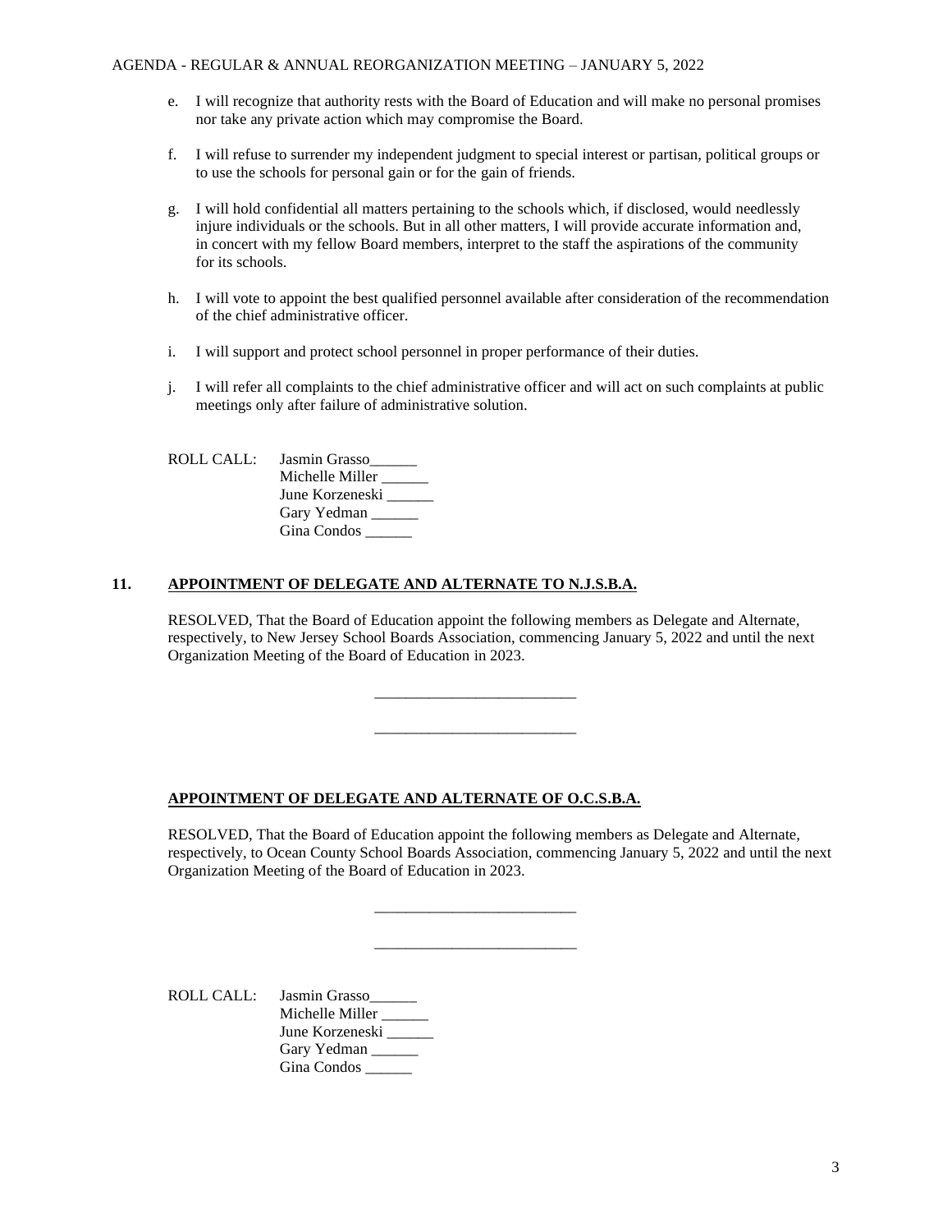e. I will recognize that authority rests with the Board of Education and will make no personal promises nor take any private action which may compromise the Board.

f. I will refuse to surrender my independent judgment to special interest or partisan, political groups or to use the schools for personal gain or for the gain of friends.

g. I will hold confidential all matters pertaining to the schools which, if disclosed, would needlessly injure individuals or the schools. But in all other matters, I will provide accurate information and, in concert with my fellow Board members, interpret to the staff the aspirations of the community for its schools.

h. I will vote to appoint the best qualified personnel available after consideration of the recommendation of the chief administrative officer.

i. I will support and protect school personnel in proper performance of their duties.

j. I will refer all complaints to the chief administrative officer and will act on such complaints at public meetings only after failure of administrative solution.

ROLL CALL: Jasmin Grasso______
Michelle Miller ______
June Korzeneski ______
Gary Yedman ______
Gina Condos ______

## 11. APPOINTMENT OF DELEGATE AND ALTERNATE TO N.J.S.B.A.

RESOLVED, That the Board of Education appoint the following members as Delegate and Alternate, respectively, to New Jersey School Boards Association, commencing January 5, 2022 and until the next Organization Meeting of the Board of Education in 2023.

__________________________

__________________________

## APPOINTMENT OF DELEGATE AND ALTERNATE OF O.C.S.B.A.

RESOLVED, That the Board of Education appoint the following members as Delegate and Alternate, respectively, to Ocean County School Boards Association, commencing January 5, 2022 and until the next Organization Meeting of the Board of Education in 2023.

__________________________

__________________________

ROLL CALL: Jasmin Grasso______
Michelle Miller ______
June Korzeneski ______
Gary Yedman ______
Gina Condos ______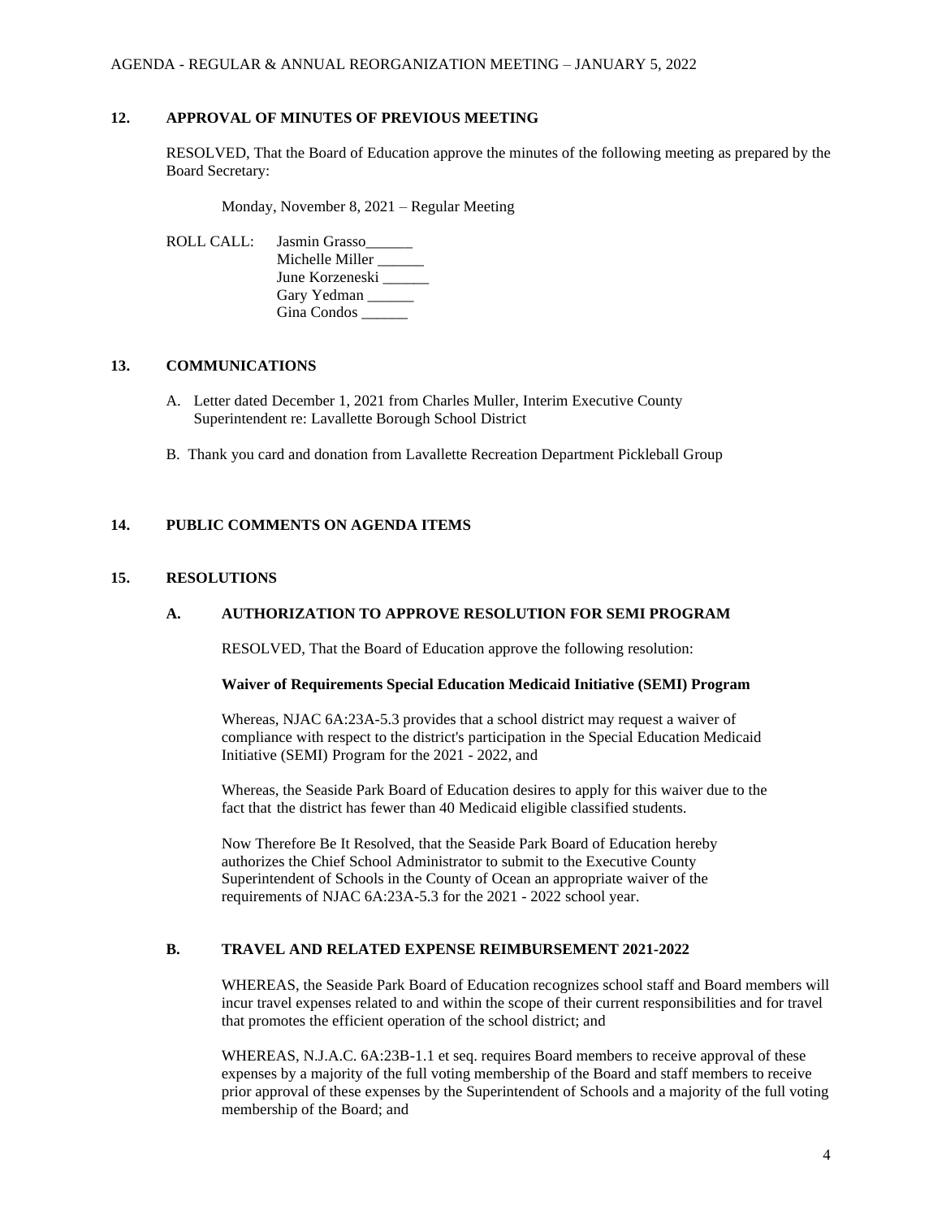## 12. APPROVAL OF MINUTES OF PREVIOUS MEETING

RESOLVED, That the Board of Education approve the minutes of the following meeting as prepared by the Board Secretary:

Monday, November 8, 2021 – Regular Meeting

ROLL CALL: Jasmin Grasso______
Michelle Miller ______
June Korzeneski ______
Gary Yedman ______
Gina Condos ______

## 13. COMMUNICATIONS

A. Letter dated December 1, 2021 from Charles Muller, Interim Executive County Superintendent re: Lavallette Borough School District

B. Thank you card and donation from Lavallette Recreation Department Pickleball Group

## 14. PUBLIC COMMENTS ON AGENDA ITEMS

## 15. RESOLUTIONS

### A. AUTHORIZATION TO APPROVE RESOLUTION FOR SEMI PROGRAM

RESOLVED, That the Board of Education approve the following resolution:

**Waiver of Requirements Special Education Medicaid Initiative (SEMI) Program**

Whereas, NJAC 6A:23A-5.3 provides that a school district may request a waiver of compliance with respect to the district's participation in the Special Education Medicaid Initiative (SEMI) Program for the 2021 - 2022, and

Whereas, the Seaside Park Board of Education desires to apply for this waiver due to the fact that the district has fewer than 40 Medicaid eligible classified students.

Now Therefore Be It Resolved, that the Seaside Park Board of Education hereby authorizes the Chief School Administrator to submit to the Executive County Superintendent of Schools in the County of Ocean an appropriate waiver of the requirements of NJAC 6A:23A-5.3 for the 2021 - 2022 school year.

### B. TRAVEL AND RELATED EXPENSE REIMBURSEMENT 2021-2022

WHEREAS, the Seaside Park Board of Education recognizes school staff and Board members will incur travel expenses related to and within the scope of their current responsibilities and for travel that promotes the efficient operation of the school district; and

WHEREAS, N.J.A.C. 6A:23B-1.1 et seq. requires Board members to receive approval of these expenses by a majority of the full voting membership of the Board and staff members to receive prior approval of these expenses by the Superintendent of Schools and a majority of the full voting membership of the Board; and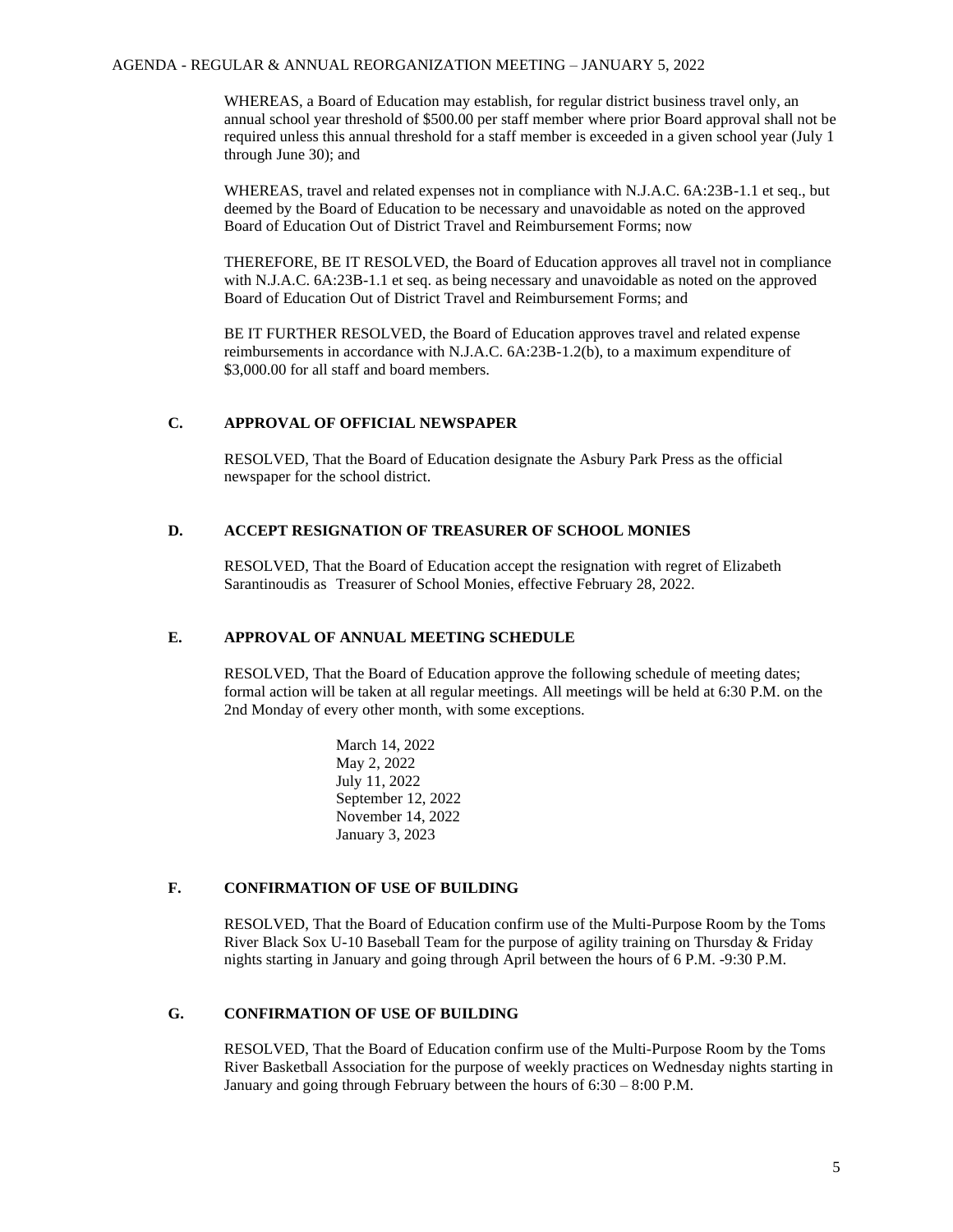WHEREAS, a Board of Education may establish, for regular district business travel only, an annual school year threshold of $500.00 per staff member where prior Board approval shall not be required unless this annual threshold for a staff member is exceeded in a given school year (July 1 through June 30); and

WHEREAS, travel and related expenses not in compliance with N.J.A.C. 6A:23B-1.1 et seq., but deemed by the Board of Education to be necessary and unavoidable as noted on the approved Board of Education Out of District Travel and Reimbursement Forms; now

THEREFORE, BE IT RESOLVED, the Board of Education approves all travel not in compliance with N.J.A.C. 6A:23B-1.1 et seq. as being necessary and unavoidable as noted on the approved Board of Education Out of District Travel and Reimbursement Forms; and

BE IT FURTHER RESOLVED, the Board of Education approves travel and related expense reimbursements in accordance with N.J.A.C. 6A:23B-1.2(b), to a maximum expenditure of $3,000.00 for all staff and board members.

### C. APPROVAL OF OFFICIAL NEWSPAPER

RESOLVED, That the Board of Education designate the Asbury Park Press as the official newspaper for the school district.

### D. ACCEPT RESIGNATION OF TREASURER OF SCHOOL MONIES

RESOLVED, That the Board of Education accept the resignation with regret of Elizabeth Sarantinoudis as Treasurer of School Monies, effective February 28, 2022.

### E. APPROVAL OF ANNUAL MEETING SCHEDULE

RESOLVED, That the Board of Education approve the following schedule of meeting dates; formal action will be taken at all regular meetings. All meetings will be held at 6:30 P.M. on the 2nd Monday of every other month, with some exceptions.

March 14, 2022
May 2, 2022
July 11, 2022
September 12, 2022
November 14, 2022
January 3, 2023

### F. CONFIRMATION OF USE OF BUILDING

RESOLVED, That the Board of Education confirm use of the Multi-Purpose Room by the Toms River Black Sox U-10 Baseball Team for the purpose of agility training on Thursday & Friday nights starting in January and going through April between the hours of 6 P.M. -9:30 P.M.

### G. CONFIRMATION OF USE OF BUILDING

RESOLVED, That the Board of Education confirm use of the Multi-Purpose Room by the Toms River Basketball Association for the purpose of weekly practices on Wednesday nights starting in January and going through February between the hours of 6:30 – 8:00 P.M.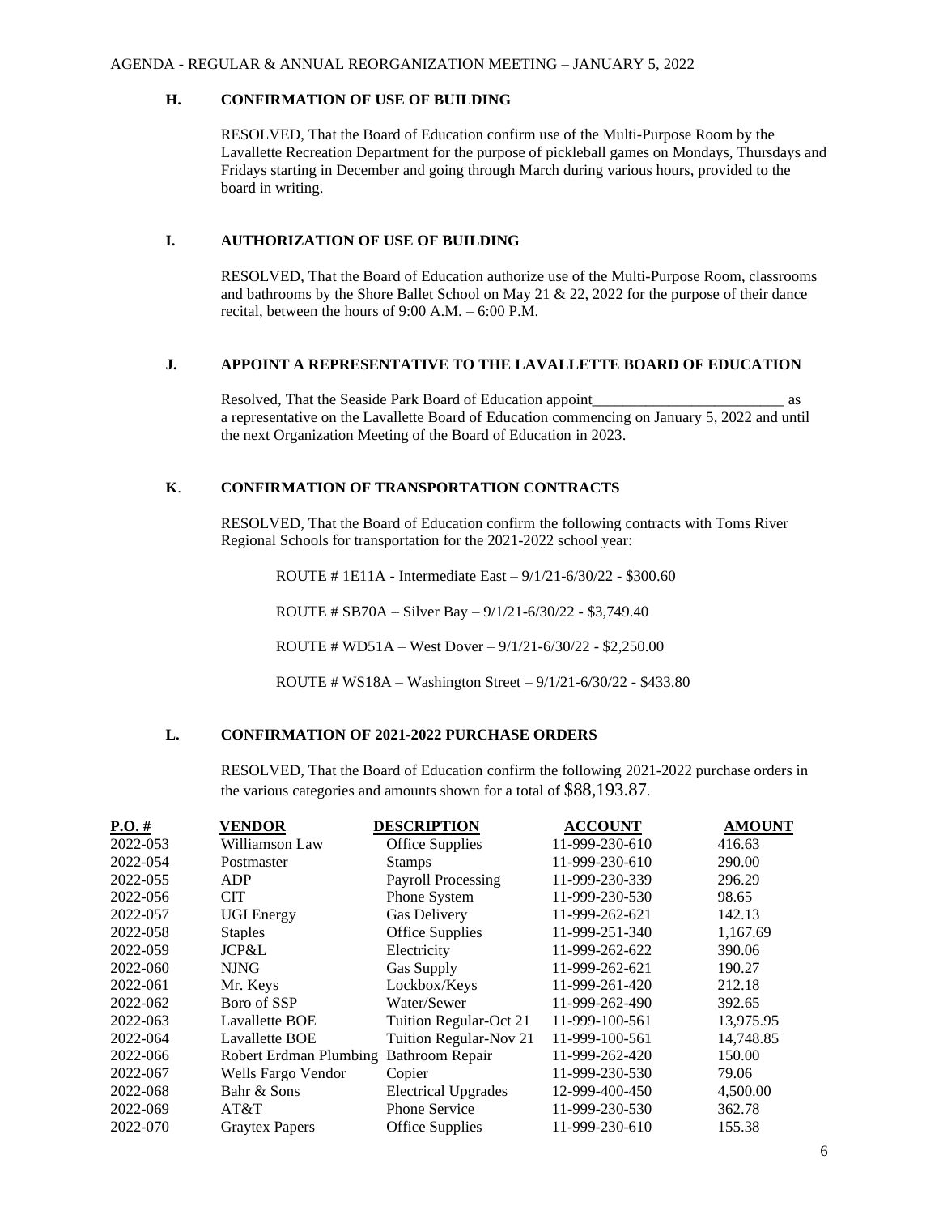### H. CONFIRMATION OF USE OF BUILDING

RESOLVED, That the Board of Education confirm use of the Multi-Purpose Room by the Lavallette Recreation Department for the purpose of pickleball games on Mondays, Thursdays and Fridays starting in December and going through March during various hours, provided to the board in writing.

### I. AUTHORIZATION OF USE OF BUILDING

RESOLVED, That the Board of Education authorize use of the Multi-Purpose Room, classrooms and bathrooms by the Shore Ballet School on May 21 & 22, 2022 for the purpose of their dance recital, between the hours of 9:00 A.M. – 6:00 P.M.

### J. APPOINT A REPRESENTATIVE TO THE LAVALLETTE BOARD OF EDUCATION

Resolved, That the Seaside Park Board of Education appoint_________________________ as a representative on the Lavallette Board of Education commencing on January 5, 2022 and until the next Organization Meeting of the Board of Education in 2023.

### K. CONFIRMATION OF TRANSPORTATION CONTRACTS

RESOLVED, That the Board of Education confirm the following contracts with Toms River Regional Schools for transportation for the 2021-2022 school year:

ROUTE # 1E11A - Intermediate East – 9/1/21-6/30/22 - $300.60

ROUTE # SB70A – Silver Bay – 9/1/21-6/30/22 - $3,749.40

ROUTE # WD51A – West Dover – 9/1/21-6/30/22 - $2,250.00

ROUTE # WS18A – Washington Street – 9/1/21-6/30/22 - $433.80

### L. CONFIRMATION OF 2021-2022 PURCHASE ORDERS

RESOLVED, That the Board of Education confirm the following 2021-2022 purchase orders in the various categories and amounts shown for a total of $88,193.87.

| P.O. # | VENDOR | DESCRIPTION | ACCOUNT | AMOUNT |
|---|---|---|---|---|
| 2022-053 | Williamson Law | Office Supplies | 11-999-230-610 | 416.63 |
| 2022-054 | Postmaster | Stamps | 11-999-230-610 | 290.00 |
| 2022-055 | ADP | Payroll Processing | 11-999-230-339 | 296.29 |
| 2022-056 | CIT | Phone System | 11-999-230-530 | 98.65 |
| 2022-057 | UGI Energy | Gas Delivery | 11-999-262-621 | 142.13 |
| 2022-058 | Staples | Office Supplies | 11-999-251-340 | 1,167.69 |
| 2022-059 | JCP&L | Electricity | 11-999-262-622 | 390.06 |
| 2022-060 | NJNG | Gas Supply | 11-999-262-621 | 190.27 |
| 2022-061 | Mr. Keys | Lockbox/Keys | 11-999-261-420 | 212.18 |
| 2022-062 | Boro of SSP | Water/Sewer | 11-999-262-490 | 392.65 |
| 2022-063 | Lavallette BOE | Tuition Regular-Oct 21 | 11-999-100-561 | 13,975.95 |
| 2022-064 | Lavallette BOE | Tuition Regular-Nov 21 | 11-999-100-561 | 14,748.85 |
| 2022-066 | Robert Erdman Plumbing | Bathroom Repair | 11-999-262-420 | 150.00 |
| 2022-067 | Wells Fargo Vendor | Copier | 11-999-230-530 | 79.06 |
| 2022-068 | Bahr & Sons | Electrical Upgrades | 12-999-400-450 | 4,500.00 |
| 2022-069 | AT&T | Phone Service | 11-999-230-530 | 362.78 |
| 2022-070 | Graytex Papers | Office Supplies | 11-999-230-610 | 155.38 |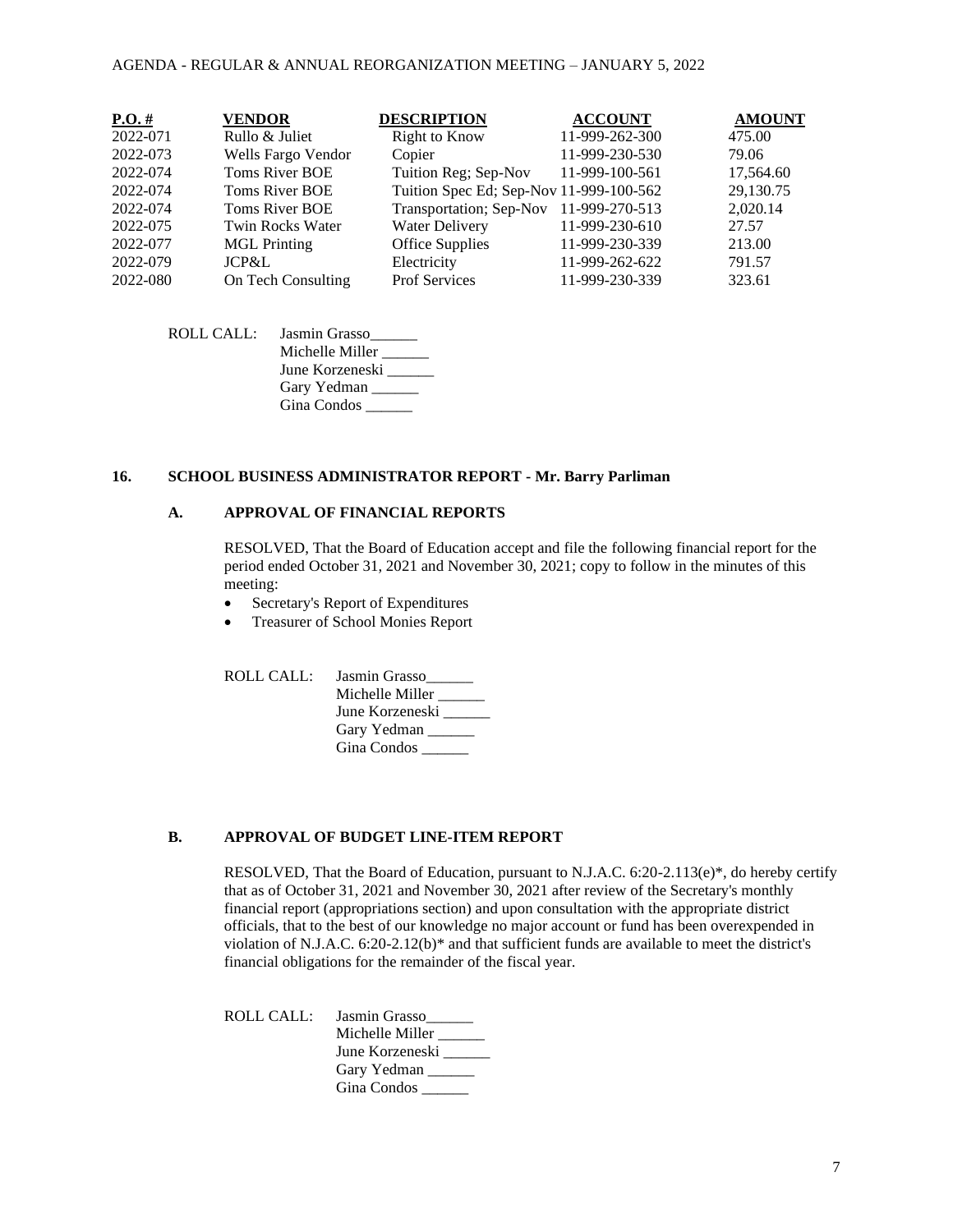| P.O. # | VENDOR | DESCRIPTION | ACCOUNT | AMOUNT |
|---|---|---|---|---|
| 2022-071 | Rullo & Juliet | Right to Know | 11-999-262-300 | 475.00 |
| 2022-073 | Wells Fargo Vendor | Copier | 11-999-230-530 | 79.06 |
| 2022-074 | Toms River BOE | Tuition Reg; Sep-Nov | 11-999-100-561 | 17,564.60 |
| 2022-074 | Toms River BOE | Tuition Spec Ed; Sep-Nov | 11-999-100-562 | 29,130.75 |
| 2022-074 | Toms River BOE | Transportation; Sep-Nov | 11-999-270-513 | 2,020.14 |
| 2022-075 | Twin Rocks Water | Water Delivery | 11-999-230-610 | 27.57 |
| 2022-077 | MGL Printing | Office Supplies | 11-999-230-339 | 213.00 |
| 2022-079 | JCP&L | Electricity | 11-999-262-622 | 791.57 |
| 2022-080 | On Tech Consulting | Prof Services | 11-999-230-339 | 323.61 |

ROLL CALL: Jasmin Grasso______
Michelle Miller ______
June Korzeneski ______
Gary Yedman ______
Gina Condos ______

## 16. SCHOOL BUSINESS ADMINISTRATOR REPORT - Mr. Barry Parliman

### A. APPROVAL OF FINANCIAL REPORTS

RESOLVED, That the Board of Education accept and file the following financial report for the period ended October 31, 2021 and November 30, 2021; copy to follow in the minutes of this meeting:

- Secretary's Report of Expenditures
- Treasurer of School Monies Report

ROLL CALL: Jasmin Grasso______
Michelle Miller ______
June Korzeneski ______
Gary Yedman ______
Gina Condos ______

### B. APPROVAL OF BUDGET LINE-ITEM REPORT

RESOLVED, That the Board of Education, pursuant to N.J.A.C. 6:20-2.113(e)*, do hereby certify that as of October 31, 2021 and November 30, 2021 after review of the Secretary's monthly financial report (appropriations section) and upon consultation with the appropriate district officials, that to the best of our knowledge no major account or fund has been overexpended in violation of N.J.A.C. 6:20-2.12(b)* and that sufficient funds are available to meet the district's financial obligations for the remainder of the fiscal year.

ROLL CALL: Jasmin Grasso______
Michelle Miller ______
June Korzeneski ______
Gary Yedman ______
Gina Condos ______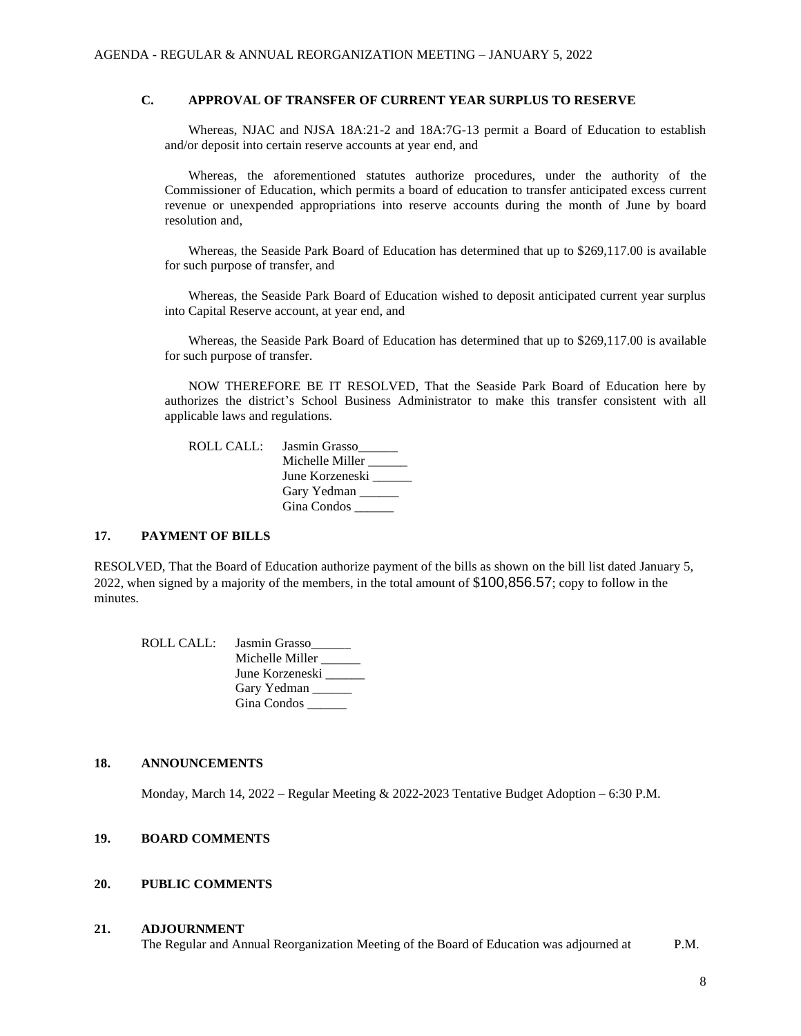**C. APPROVAL OF TRANSFER OF CURRENT YEAR SURPLUS TO RESERVE**

Whereas, NJAC and NJSA 18A:21-2 and 18A:7G-13 permit a Board of Education to establish and/or deposit into certain reserve accounts at year end, and

Whereas, the aforementioned statutes authorize procedures, under the authority of the Commissioner of Education, which permits a board of education to transfer anticipated excess current revenue or unexpended appropriations into reserve accounts during the month of June by board resolution and,

Whereas, the Seaside Park Board of Education has determined that up to $269,117.00 is available for such purpose of transfer, and

Whereas, the Seaside Park Board of Education wished to deposit anticipated current year surplus into Capital Reserve account, at year end, and

Whereas, the Seaside Park Board of Education has determined that up to $269,117.00 is available for such purpose of transfer.

NOW THEREFORE BE IT RESOLVED, That the Seaside Park Board of Education here by authorizes the district's School Business Administrator to make this transfer consistent with all applicable laws and regulations.

ROLL CALL: Jasmin Grasso______
Michelle Miller ______
June Korzeneski ______
Gary Yedman ______
Gina Condos ______

## 17. PAYMENT OF BILLS

RESOLVED, That the Board of Education authorize payment of the bills as shown on the bill list dated January 5, 2022, when signed by a majority of the members, in the total amount of $100,856.57; copy to follow in the minutes.

ROLL CALL: Jasmin Grasso______
Michelle Miller ______
June Korzeneski ______
Gary Yedman ______
Gina Condos ______

## 18. ANNOUNCEMENTS

Monday, March 14, 2022 – Regular Meeting & 2022-2023 Tentative Budget Adoption – 6:30 P.M.

## 19. BOARD COMMENTS

## 20. PUBLIC COMMENTS

## 21. ADJOURNMENT

The Regular and Annual Reorganization Meeting of the Board of Education was adjourned at P.M.